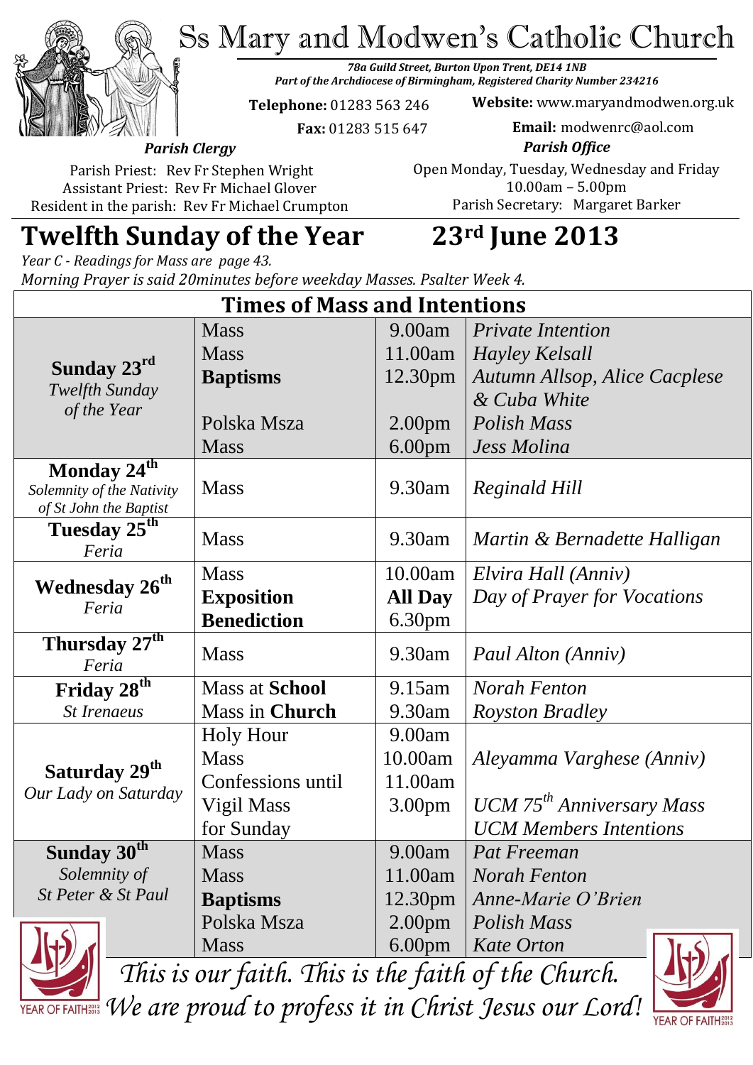# Ss Mary and Modwen's Catholic Church

***78a Guild Street, Burton Upon Trent, DE14 1NB***
***Part of the Archdiocese of Birmingham, Registered Charity Number 234216***

**Telephone:** 01283 563 246
**Fax:** 01283 515 647

**Website:** www.maryandmodwen.org.uk
**Email:** modwenrc@aol.com

***Parish Clergy***

Parish Priest: Rev Fr Stephen Wright
Assistant Priest: Rev Fr Michael Glover
Resident in the parish: Rev Fr Michael Crumpton

***Parish Office***

Open Monday, Tuesday, Wednesday and Friday
10.00am – 5.00pm
Parish Secretary: Margaret Barker

## Twelfth Sunday of the Year — 23rd June 2013

*Year C - Readings for Mass are page 43.*
*Morning Prayer is said 20minutes before weekday Masses. Psalter Week 4.*

| Times of Mass and Intentions | | | |
|---|---|---|---|
| **Sunday 23rd** *Twelfth Sunday of the Year* | Mass | 9.00am | *Private Intention* |
| | Mass | 11.00am | *Hayley Kelsall* |
| | **Baptisms** | 12.30pm | *Autumn Allsop, Alice Cacplese & Cuba White* |
| | Polska Msza | 2.00pm | *Polish Mass* |
| | Mass | 6.00pm | *Jess Molina* |
| **Monday 24th** *Solemnity of the Nativity of St John the Baptist* | Mass | 9.30am | *Reginald Hill* |
| **Tuesday 25th** *Feria* | Mass | 9.30am | *Martin & Bernadette Halligan* |
| **Wednesday 26th** *Feria* | Mass | 10.00am | *Elvira Hall (Anniv)* |
| | **Exposition** | **All Day** | *Day of Prayer for Vocations* |
| | **Benediction** | 6.30pm | |
| **Thursday 27th** *Feria* | Mass | 9.30am | *Paul Alton (Anniv)* |
| **Friday 28th** *St Irenaeus* | Mass at **School** | 9.15am | *Norah Fenton* |
| | Mass in **Church** | 9.30am | *Royston Bradley* |
| **Saturday 29th** *Our Lady on Saturday* | Holy Hour | 9.00am | |
| | Mass | 10.00am | *Aleyamma Varghese (Anniv)* |
| | Confessions until | 11.00am | |
| | Vigil Mass for Sunday | 3.00pm | *UCM 75th Anniversary Mass* *UCM Members Intentions* |
| **Sunday 30th** *Solemnity of St Peter & St Paul* | Mass | 9.00am | *Pat Freeman* |
| | Mass | 11.00am | *Norah Fenton* |
| | **Baptisms** | 12.30pm | *Anne-Marie O'Brien* |
| | Polska Msza | 2.00pm | *Polish Mass* |
| | Mass | 6.00pm | *Kate Orton* |

*This is our faith. This is the faith of the Church.*
*We are proud to profess it in Christ Jesus our Lord!*

YEAR OF FAITH 2012 2013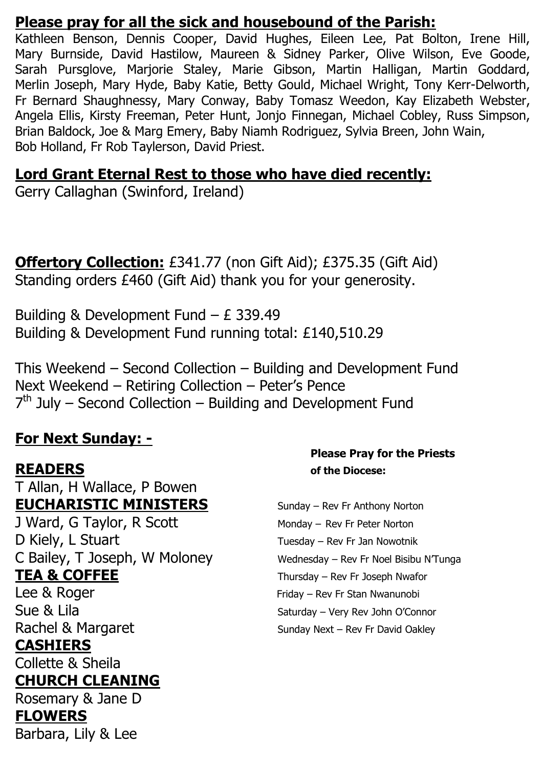## **Please pray for all the sick and housebound of the Parish:**

Kathleen Benson, Dennis Cooper, David Hughes, Eileen Lee, Pat Bolton, Irene Hill, Mary Burnside, David Hastilow, Maureen & Sidney Parker, Olive Wilson, Eve Goode, Sarah Pursglove, Marjorie Staley, Marie Gibson, Martin Halligan, Martin Goddard, Merlin Joseph, Mary Hyde, Baby Katie, Betty Gould, Michael Wright, Tony Kerr-Delworth, Fr Bernard Shaughnessy, Mary Conway, Baby Tomasz Weedon, Kay Elizabeth Webster, Angela Ellis, Kirsty Freeman, Peter Hunt, Jonjo Finnegan, Michael Cobley, Russ Simpson, Brian Baldock, Joe & Marg Emery, Baby Niamh Rodriguez, Sylvia Breen, John Wain, Bob Holland, Fr Rob Taylerson, David Priest.

## **Lord Grant Eternal Rest to those who have died recently:**

Gerry Callaghan (Swinford, Ireland)

**Offertory Collection:** £341.77 (non Gift Aid); £375.35 (Gift Aid)
Standing orders £460 (Gift Aid) thank you for your generosity.

Building & Development Fund – £ 339.49
Building & Development Fund running total: £140,510.29

This Weekend – Second Collection – Building and Development Fund
Next Weekend – Retiring Collection – Peter's Pence
7th July – Second Collection – Building and Development Fund

## **For Next Sunday: -**

**READERS**
T Allan, H Wallace, P Bowen

**EUCHARISTIC MINISTERS**
J Ward, G Taylor, R Scott
D Kiely, L Stuart
C Bailey, T Joseph, W Moloney

**TEA & COFFEE**
Lee & Roger
Sue & Lila
Rachel & Margaret

**CASHIERS**
Collette & Sheila

**CHURCH CLEANING**
Rosemary & Jane D

**FLOWERS**
Barbara, Lily & Lee

**Please Pray for the Priests of the Diocese:**

Sunday – Rev Fr Anthony Norton
Monday – Rev Fr Peter Norton
Tuesday – Rev Fr Jan Nowotnik
Wednesday – Rev Fr Noel Bisibu N'Tunga
Thursday – Rev Fr Joseph Nwafor
Friday – Rev Fr Stan Nwanunobi
Saturday – Very Rev John O'Connor
Sunday Next – Rev Fr David Oakley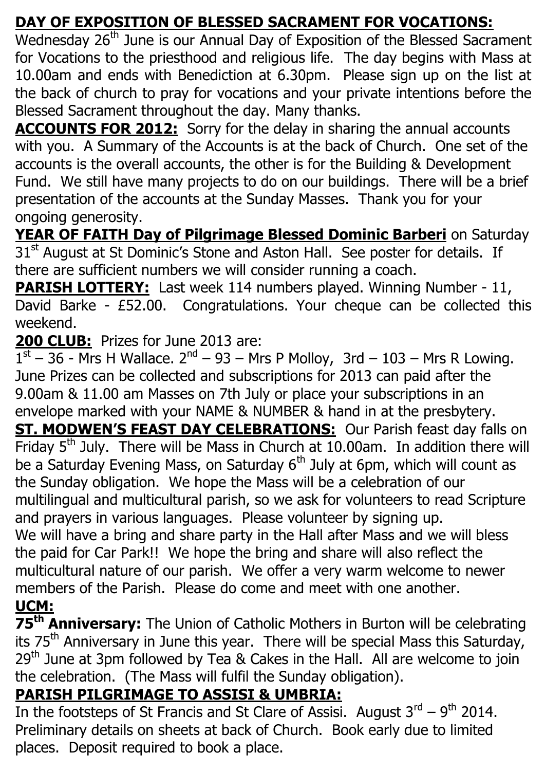**DAY OF EXPOSITION OF BLESSED SACRAMENT FOR VOCATIONS:**
Wednesday 26th June is our Annual Day of Exposition of the Blessed Sacrament for Vocations to the priesthood and religious life. The day begins with Mass at 10.00am and ends with Benediction at 6.30pm. Please sign up on the list at the back of church to pray for vocations and your private intentions before the Blessed Sacrament throughout the day. Many thanks.

**ACCOUNTS FOR 2012:** Sorry for the delay in sharing the annual accounts with you. A Summary of the Accounts is at the back of Church. One set of the accounts is the overall accounts, the other is for the Building & Development Fund. We still have many projects to do on our buildings. There will be a brief presentation of the accounts at the Sunday Masses. Thank you for your ongoing generosity.

**YEAR OF FAITH Day of Pilgrimage Blessed Dominic Barberi** on Saturday 31st August at St Dominic's Stone and Aston Hall. See poster for details. If there are sufficient numbers we will consider running a coach.

**PARISH LOTTERY:** Last week 114 numbers played. Winning Number - 11, David Barke - £52.00. Congratulations. Your cheque can be collected this weekend.

**200 CLUB:** Prizes for June 2013 are:
1st – 36 - Mrs H Wallace. 2nd – 93 – Mrs P Molloy, 3rd – 103 – Mrs R Lowing. June Prizes can be collected and subscriptions for 2013 can paid after the 9.00am & 11.00 am Masses on 7th July or place your subscriptions in an envelope marked with your NAME & NUMBER & hand in at the presbytery.

**ST. MODWEN'S FEAST DAY CELEBRATIONS:** Our Parish feast day falls on Friday 5th July. There will be Mass in Church at 10.00am. In addition there will be a Saturday Evening Mass, on Saturday 6th July at 6pm, which will count as the Sunday obligation. We hope the Mass will be a celebration of our multilingual and multicultural parish, so we ask for volunteers to read Scripture and prayers in various languages. Please volunteer by signing up.
We will have a bring and share party in the Hall after Mass and we will bless the paid for Car Park!! We hope the bring and share will also reflect the multicultural nature of our parish. We offer a very warm welcome to newer members of the Parish. Please do come and meet with one another.

**UCM:**

**75th Anniversary:** The Union of Catholic Mothers in Burton will be celebrating its 75th Anniversary in June this year. There will be special Mass this Saturday, 29th June at 3pm followed by Tea & Cakes in the Hall. All are welcome to join the celebration. (The Mass will fulfil the Sunday obligation).

**PARISH PILGRIMAGE TO ASSISI & UMBRIA:**
In the footsteps of St Francis and St Clare of Assisi. August 3rd – 9th 2014. Preliminary details on sheets at back of Church. Book early due to limited places. Deposit required to book a place.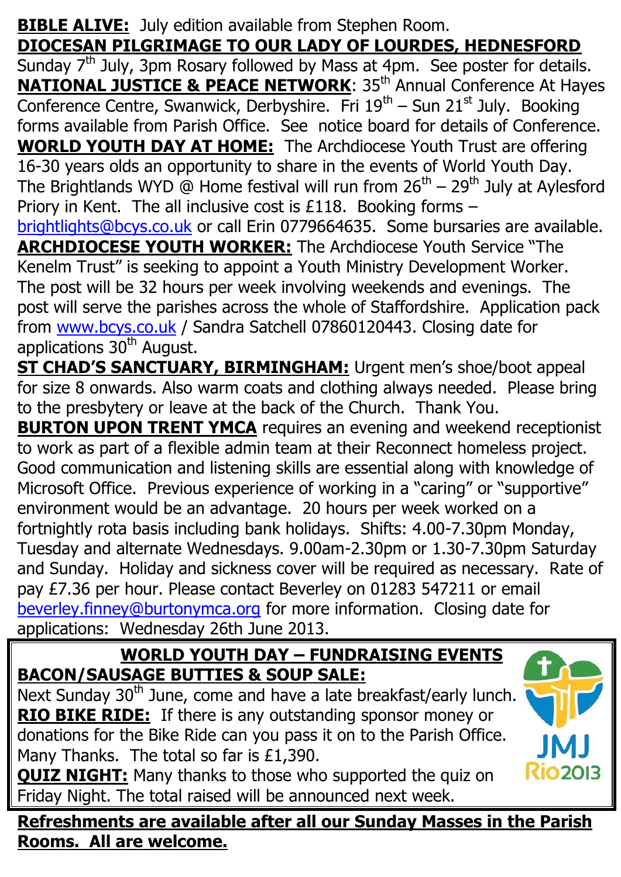**BIBLE ALIVE:** July edition available from Stephen Room.

**DIOCESAN PILGRIMAGE TO OUR LADY OF LOURDES, HEDNESFORD** Sunday 7th July, 3pm Rosary followed by Mass at 4pm. See poster for details.

**NATIONAL JUSTICE & PEACE NETWORK**: 35th Annual Conference At Hayes Conference Centre, Swanwick, Derbyshire. Fri 19th – Sun 21st July. Booking forms available from Parish Office. See notice board for details of Conference.

**WORLD YOUTH DAY AT HOME:** The Archdiocese Youth Trust are offering 16-30 years olds an opportunity to share in the events of World Youth Day. The Brightlands WYD @ Home festival will run from 26th – 29th July at Aylesford Priory in Kent. The all inclusive cost is £118. Booking forms – brightlights@bcys.co.uk or call Erin 0779664635. Some bursaries are available.

**ARCHDIOCESE YOUTH WORKER:** The Archdiocese Youth Service "The Kenelm Trust" is seeking to appoint a Youth Ministry Development Worker. The post will be 32 hours per week involving weekends and evenings. The post will serve the parishes across the whole of Staffordshire. Application pack from www.bcys.co.uk / Sandra Satchell 07860120443. Closing date for applications 30th August.

**ST CHAD'S SANCTUARY, BIRMINGHAM:** Urgent men's shoe/boot appeal for size 8 onwards. Also warm coats and clothing always needed. Please bring to the presbytery or leave at the back of the Church. Thank You.

**BURTON UPON TRENT YMCA** requires an evening and weekend receptionist to work as part of a flexible admin team at their Reconnect homeless project. Good communication and listening skills are essential along with knowledge of Microsoft Office. Previous experience of working in a "caring" or "supportive" environment would be an advantage. 20 hours per week worked on a fortnightly rota basis including bank holidays. Shifts: 4.00-7.30pm Monday, Tuesday and alternate Wednesdays. 9.00am-2.30pm or 1.30-7.30pm Saturday and Sunday. Holiday and sickness cover will be required as necessary. Rate of pay £7.36 per hour. Please contact Beverley on 01283 547211 or email beverley.finney@burtonymca.org for more information. Closing date for applications: Wednesday 26th June 2013.

**WORLD YOUTH DAY – FUNDRAISING EVENTS**

**BACON/SAUSAGE BUTTIES & SOUP SALE:** Next Sunday 30th June, come and have a late breakfast/early lunch.

**RIO BIKE RIDE:** If there is any outstanding sponsor money or donations for the Bike Ride can you pass it on to the Parish Office. Many Thanks. The total so far is £1,390.

**QUIZ NIGHT:** Many thanks to those who supported the quiz on Friday Night. The total raised will be announced next week.

JMJ Rio2013

**Refreshments are available after all our Sunday Masses in the Parish Rooms. All are welcome.**